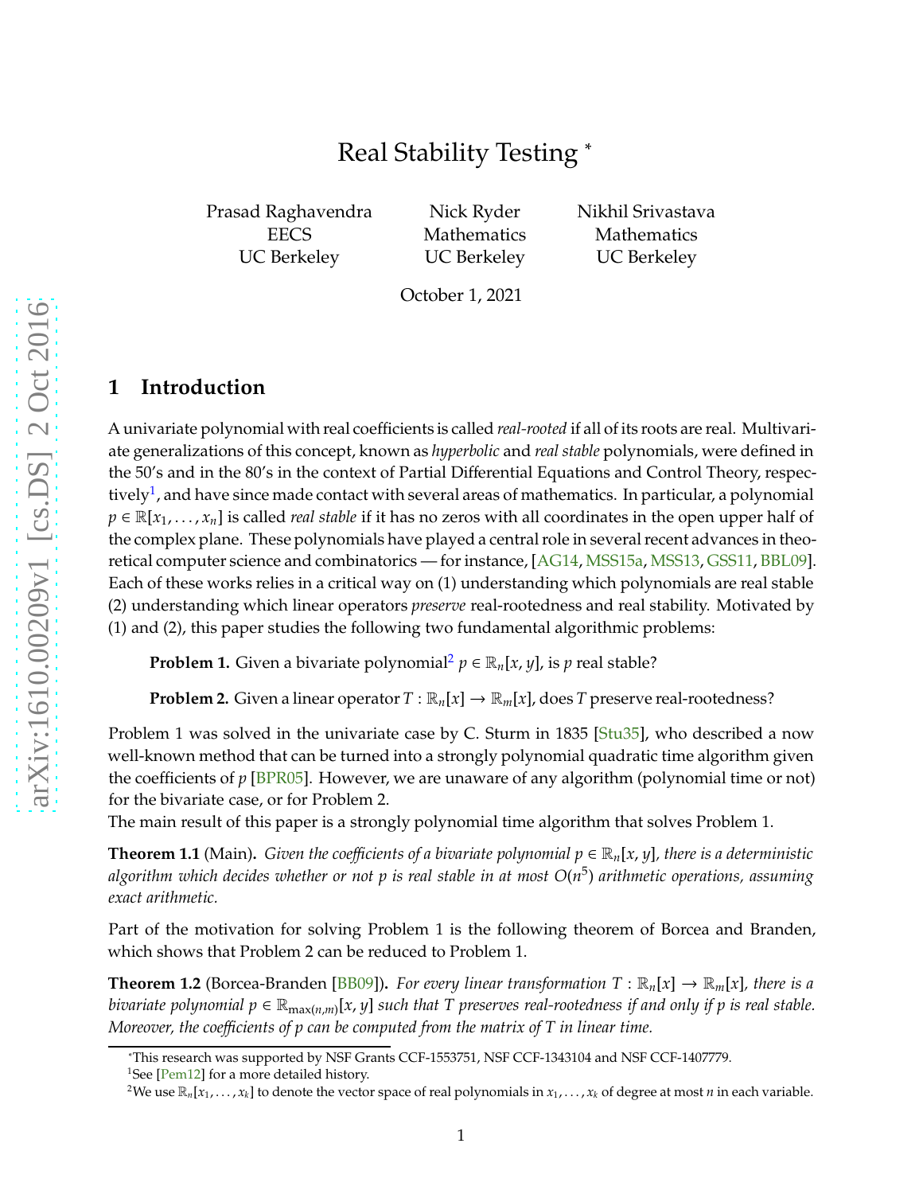# Real Stability Testing *

Prasad Raghavendra
EECS
UC Berkeley

Nick Ryder
Mathematics
UC Berkeley

Nikhil Srivastava
Mathematics
UC Berkeley

October 1, 2021

## 1 Introduction

A univariate polynomial with real coefficients is called *real-rooted* if all of its roots are real. Multivariate generalizations of this concept, known as *hyperbolic* and *real stable* polynomials, were defined in the 50's and in the 80's in the context of Partial Differential Equations and Control Theory, respectively[1], and have since made contact with several areas of mathematics. In particular, a polynomial $p \in \mathbb{R}[x_1, \ldots, x_n]$ is called *real stable* if it has no zeros with all coordinates in the open upper half of the complex plane. These polynomials have played a central role in several recent advances in theoretical computer science and combinatorics — for instance, [AG14, MSS15a, MSS13, GSS11, BBL09]. Each of these works relies in a critical way on (1) understanding which polynomials are real stable (2) understanding which linear operators *preserve* real-rootedness and real stability. Motivated by (1) and (2), this paper studies the following two fundamental algorithmic problems:

**Problem 1.** Given a bivariate polynomial[2] $p \in \mathbb{R}_n[x, y]$, is $p$ real stable?

**Problem 2.** Given a linear operator $T : \mathbb{R}_n[x] \to \mathbb{R}_m[x]$, does $T$ preserve real-rootedness?

Problem 1 was solved in the univariate case by C. Sturm in 1835 [Stu35], who described a now well-known method that can be turned into a strongly polynomial quadratic time algorithm given the coefficients of $p$ [BPR05]. However, we are unaware of any algorithm (polynomial time or not) for the bivariate case, or for Problem 2.

The main result of this paper is a strongly polynomial time algorithm that solves Problem 1.

**Theorem 1.1** (Main)**.** *Given the coefficients of a bivariate polynomial $p \in \mathbb{R}_n[x, y]$, there is a deterministic algorithm which decides whether or not $p$ is real stable in at most $O(n^5)$ arithmetic operations, assuming exact arithmetic.*

Part of the motivation for solving Problem 1 is the following theorem of Borcea and Branden, which shows that Problem 2 can be reduced to Problem 1.

**Theorem 1.2** (Borcea-Branden [BB09])**.** *For every linear transformation $T : \mathbb{R}_n[x] \to \mathbb{R}_m[x]$, there is a bivariate polynomial $p \in \mathbb{R}_{\max(n,m)}[x, y]$ such that $T$ preserves real-rootedness if and only if $p$ is real stable. Moreover, the coefficients of $p$ can be computed from the matrix of $T$ in linear time.*

*This research was supported by NSF Grants CCF-1553751, NSF CCF-1343104 and NSF CCF-1407779.

[1] See [Pem12] for a more detailed history.

[2] We use $\mathbb{R}_n[x_1, \ldots, x_k]$ to denote the vector space of real polynomials in $x_1, \ldots, x_k$ of degree at most $n$ in each variable.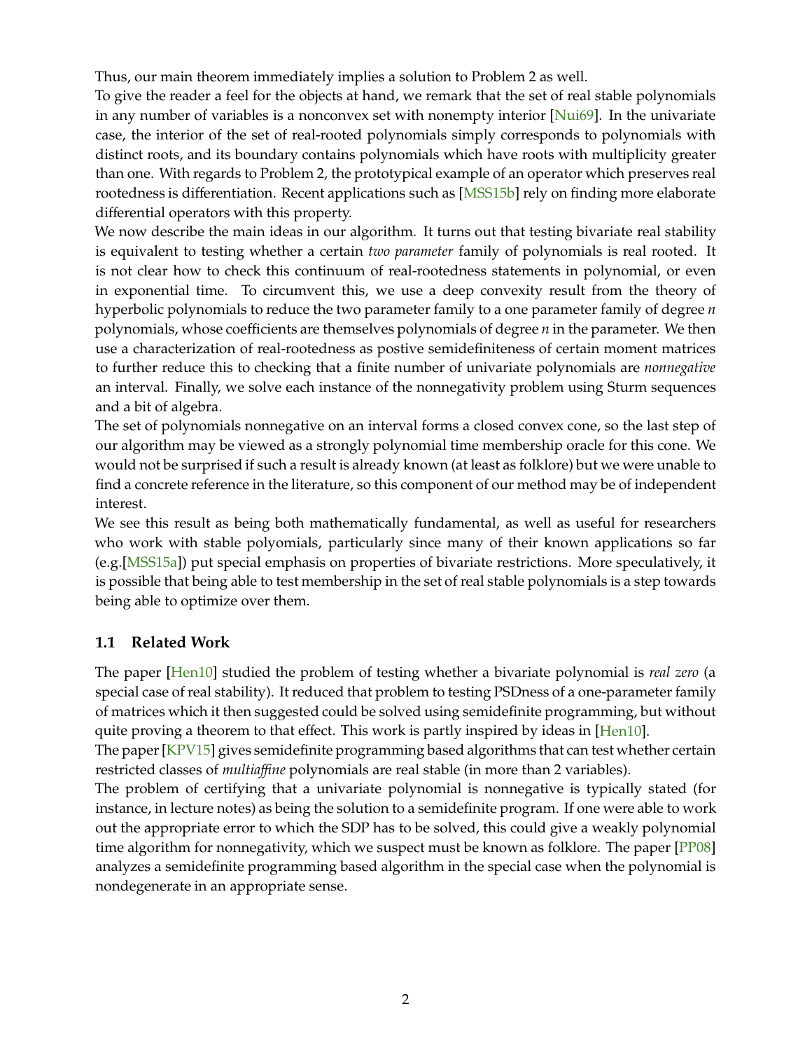Thus, our main theorem immediately implies a solution to Problem 2 as well.

To give the reader a feel for the objects at hand, we remark that the set of real stable polynomials in any number of variables is a nonconvex set with nonempty interior [Nui69]. In the univariate case, the interior of the set of real-rooted polynomials simply corresponds to polynomials with distinct roots, and its boundary contains polynomials which have roots with multiplicity greater than one. With regards to Problem 2, the prototypical example of an operator which preserves real rootedness is differentiation. Recent applications such as [MSS15b] rely on finding more elaborate differential operators with this property.

We now describe the main ideas in our algorithm. It turns out that testing bivariate real stability is equivalent to testing whether a certain *two parameter* family of polynomials is real rooted. It is not clear how to check this continuum of real-rootedness statements in polynomial, or even in exponential time. To circumvent this, we use a deep convexity result from the theory of hyperbolic polynomials to reduce the two parameter family to a one parameter family of degree $n$ polynomials, whose coefficients are themselves polynomials of degree $n$ in the parameter. We then use a characterization of real-rootedness as postive semidefiniteness of certain moment matrices to further reduce this to checking that a finite number of univariate polynomials are *nonnegative* an interval. Finally, we solve each instance of the nonnegativity problem using Sturm sequences and a bit of algebra.

The set of polynomials nonnegative on an interval forms a closed convex cone, so the last step of our algorithm may be viewed as a strongly polynomial time membership oracle for this cone. We would not be surprised if such a result is already known (at least as folklore) but we were unable to find a concrete reference in the literature, so this component of our method may be of independent interest.

We see this result as being both mathematically fundamental, as well as useful for researchers who work with stable polyomials, particularly since many of their known applications so far (e.g.[MSS15a]) put special emphasis on properties of bivariate restrictions. More speculatively, it is possible that being able to test membership in the set of real stable polynomials is a step towards being able to optimize over them.

### 1.1 Related Work

The paper [Hen10] studied the problem of testing whether a bivariate polynomial is *real zero* (a special case of real stability). It reduced that problem to testing PSDness of a one-parameter family of matrices which it then suggested could be solved using semidefinite programming, but without quite proving a theorem to that effect. This work is partly inspired by ideas in [Hen10].

The paper [KPV15] gives semidefinite programming based algorithms that can test whether certain restricted classes of *multiaffine* polynomials are real stable (in more than 2 variables).

The problem of certifying that a univariate polynomial is nonnegative is typically stated (for instance, in lecture notes) as being the solution to a semidefinite program. If one were able to work out the appropriate error to which the SDP has to be solved, this could give a weakly polynomial time algorithm for nonnegativity, which we suspect must be known as folklore. The paper [PP08] analyzes a semidefinite programming based algorithm in the special case when the polynomial is nondegenerate in an appropriate sense.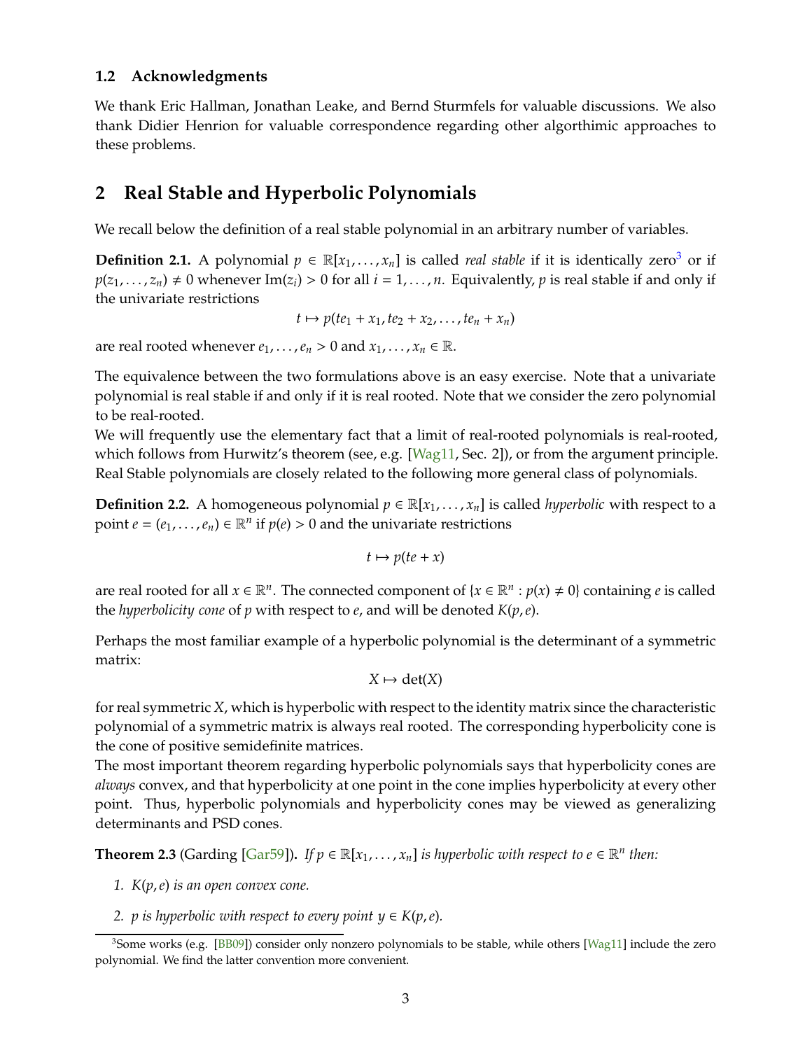### 1.2 Acknowledgments

We thank Eric Hallman, Jonathan Leake, and Bernd Sturmfels for valuable discussions. We also thank Didier Henrion for valuable correspondence regarding other algorthimic approaches to these problems.

## 2 Real Stable and Hyperbolic Polynomials

We recall below the definition of a real stable polynomial in an arbitrary number of variables.

**Definition 2.1.** A polynomial $p \in \mathbb{R}[x_1, \ldots, x_n]$ is called *real stable* if it is identically zero[3] or if $p(z_1, \ldots, z_n) \neq 0$ whenever $\text{Im}(z_i) > 0$ for all $i = 1, \ldots, n$. Equivalently, $p$ is real stable if and only if the univariate restrictions

$$t \mapsto p(te_1 + x_1, te_2 + x_2, \ldots, te_n + x_n)$$

are real rooted whenever $e_1, \ldots, e_n > 0$ and $x_1, \ldots, x_n \in \mathbb{R}$.

The equivalence between the two formulations above is an easy exercise. Note that a univariate polynomial is real stable if and only if it is real rooted. Note that we consider the zero polynomial to be real-rooted.

We will frequently use the elementary fact that a limit of real-rooted polynomials is real-rooted, which follows from Hurwitz's theorem (see, e.g. [Wag11, Sec. 2]), or from the argument principle. Real Stable polynomials are closely related to the following more general class of polynomials.

**Definition 2.2.** A homogeneous polynomial $p \in \mathbb{R}[x_1, \ldots, x_n]$ is called *hyperbolic* with respect to a point $e = (e_1, \ldots, e_n) \in \mathbb{R}^n$ if $p(e) > 0$ and the univariate restrictions

$$t \mapsto p(te + x)$$

are real rooted for all $x \in \mathbb{R}^n$. The connected component of $\{x \in \mathbb{R}^n : p(x) \neq 0\}$ containing $e$ is called the *hyperbolicity cone* of $p$ with respect to $e$, and will be denoted $K(p, e)$.

Perhaps the most familiar example of a hyperbolic polynomial is the determinant of a symmetric matrix:

$$X \mapsto \det(X)$$

for real symmetric $X$, which is hyperbolic with respect to the identity matrix since the characteristic polynomial of a symmetric matrix is always real rooted. The corresponding hyperbolicity cone is the cone of positive semidefinite matrices.

The most important theorem regarding hyperbolic polynomials says that hyperbolicity cones are *always* convex, and that hyperbolicity at one point in the cone implies hyperbolicity at every other point. Thus, hyperbolic polynomials and hyperbolicity cones may be viewed as generalizing determinants and PSD cones.

**Theorem 2.3** (Garding [Gar59])**.** *If $p \in \mathbb{R}[x_1, \ldots, x_n]$ is hyperbolic with respect to $e \in \mathbb{R}^n$ then:*

1. *$K(p, e)$ is an open convex cone.*
2. *$p$ is hyperbolic with respect to every point $y \in K(p, e)$.*

[3] Some works (e.g. [BB09]) consider only nonzero polynomials to be stable, while others [Wag11] include the zero polynomial. We find the latter convention more convenient.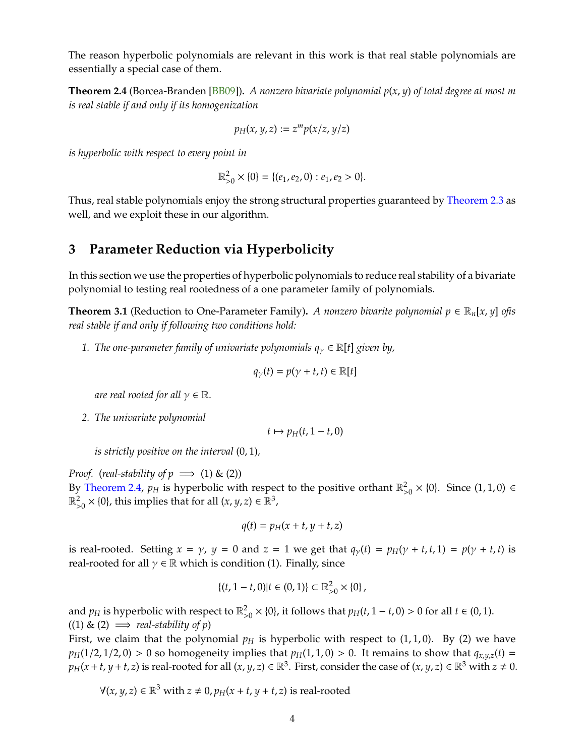The reason hyperbolic polynomials are relevant in this work is that real stable polynomials are essentially a special case of them.

**Theorem 2.4** (Borcea-Branden [BB09])**.** *A nonzero bivariate polynomial $p(x, y)$ of total degree at most $m$ is real stable if and only if its homogenization*

$$p_H(x, y, z) := z^m p(x/z, y/z)$$

*is hyperbolic with respect to every point in*

$$\mathbb{R}^2_{>0} \times \{0\} = \{(e_1, e_2, 0) : e_1, e_2 > 0\}.$$

Thus, real stable polynomials enjoy the strong structural properties guaranteed by Theorem 2.3 as well, and we exploit these in our algorithm.

## 3 Parameter Reduction via Hyperbolicity

In this section we use the properties of hyperbolic polynomials to reduce real stability of a bivariate polynomial to testing real rootedness of a one parameter family of polynomials.

**Theorem 3.1** (Reduction to One-Parameter Family)**.** *A nonzero bivarite polynomial $p \in \mathbb{R}_n[x, y]$ ofis real stable if and only if following two conditions hold:*

1. *The one-parameter family of univariate polynomials $q_\gamma \in \mathbb{R}[t]$ given by,*

$$q_\gamma(t) = p(\gamma + t, t) \in \mathbb{R}[t]$$

   *are real rooted for all $\gamma \in \mathbb{R}$.*

2. *The univariate polynomial*

$$t \mapsto p_H(t, 1 - t, 0)$$

   *is strictly positive on the interval $(0, 1)$,*

*Proof.* (*real-stability of $p \implies$* (1) & (2))
By Theorem 2.4, $p_H$ is hyperbolic with respect to the positive orthant $\mathbb{R}^2_{>0} \times \{0\}$. Since $(1, 1, 0) \in \mathbb{R}^2_{>0} \times \{0\}$, this implies that for all $(x, y, z) \in \mathbb{R}^3$,

$$q(t) = p_H(x + t, y + t, z)$$

is real-rooted. Setting $x = \gamma$, $y = 0$ and $z = 1$ we get that $q_\gamma(t) = p_H(\gamma + t, t, 1) = p(\gamma + t, t)$ is real-rooted for all $\gamma \in \mathbb{R}$ which is condition (1). Finally, since

$$\{(t, 1 - t, 0) | t \in (0, 1)\} \subset \mathbb{R}^2_{>0} \times \{0\},$$

and $p_H$ is hyperbolic with respect to $\mathbb{R}^2_{>0} \times \{0\}$, it follows that $p_H(t, 1 - t, 0) > 0$ for all $t \in (0, 1)$.
((1) & (2) $\implies$ *real-stability of $p$*)
First, we claim that the polynomial $p_H$ is hyperbolic with respect to $(1, 1, 0)$. By (2) we have $p_H(1/2, 1/2, 0) > 0$ so homogeneity implies that $p_H(1, 1, 0) > 0$. It remains to show that $q_{x,y,z}(t) = p_H(x + t, y + t, z)$ is real-rooted for all $(x, y, z) \in \mathbb{R}^3$. First, consider the case of $(x, y, z) \in \mathbb{R}^3$ with $z \neq 0$.

$$\forall (x, y, z) \in \mathbb{R}^3 \text{ with } z \neq 0, p_H(x + t, y + t, z) \text{ is real-rooted}$$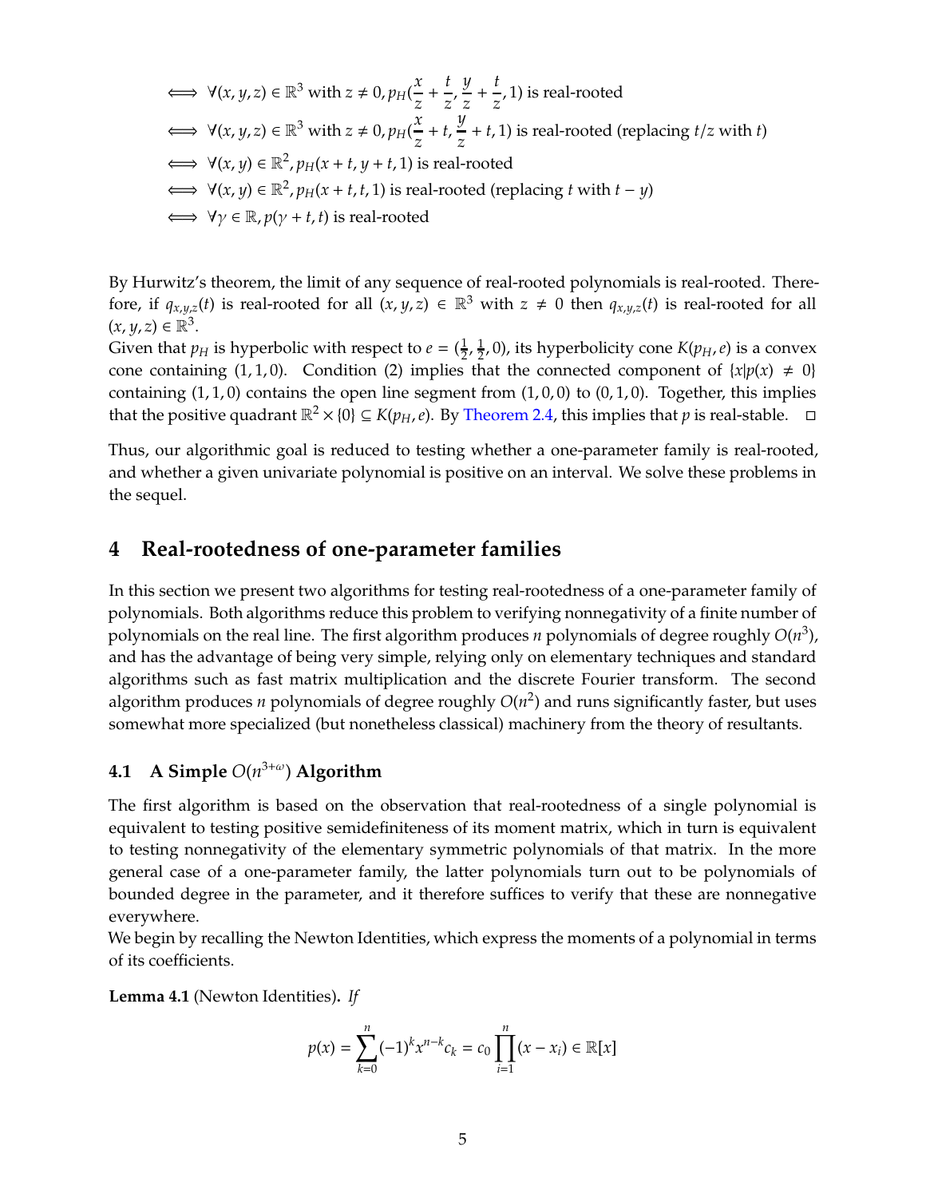$\iff \forall (x, y, z) \in \mathbb{R}^3$ with $z \neq 0$, $p_H(\frac{x}{z} + \frac{t}{z}, \frac{y}{z} + \frac{t}{z}, 1)$ is real-rooted

$\iff \forall (x, y, z) \in \mathbb{R}^3$ with $z \neq 0$, $p_H(\frac{x}{z} + t, \frac{y}{z} + t, 1)$ is real-rooted (replacing $t/z$ with $t$)

$\iff \forall (x, y) \in \mathbb{R}^2$, $p_H(x + t, y + t, 1)$ is real-rooted

$\iff \forall (x, y) \in \mathbb{R}^2$, $p_H(x + t, t, 1)$ is real-rooted (replacing $t$ with $t - y$)

$\iff \forall \gamma \in \mathbb{R}$, $p(\gamma + t, t)$ is real-rooted

By Hurwitz's theorem, the limit of any sequence of real-rooted polynomials is real-rooted. Therefore, if $q_{x,y,z}(t)$ is real-rooted for all $(x, y, z) \in \mathbb{R}^3$ with $z \neq 0$ then $q_{x,y,z}(t)$ is real-rooted for all $(x, y, z) \in \mathbb{R}^3$.

Given that $p_H$ is hyperbolic with respect to $e = (\frac{1}{2}, \frac{1}{2}, 0)$, its hyperbolicity cone $K(p_H, e)$ is a convex cone containing $(1, 1, 0)$. Condition (2) implies that the connected component of $\{x | p(x) \neq 0\}$ containing $(1, 1, 0)$ contains the open line segment from $(1, 0, 0)$ to $(0, 1, 0)$. Together, this implies that the positive quadrant $\mathbb{R}^2 \times \{0\} \subseteq K(p_H, e)$. By Theorem 2.4, this implies that $p$ is real-stable. $\square$

Thus, our algorithmic goal is reduced to testing whether a one-parameter family is real-rooted, and whether a given univariate polynomial is positive on an interval. We solve these problems in the sequel.

## 4 Real-rootedness of one-parameter families

In this section we present two algorithms for testing real-rootedness of a one-parameter family of polynomials. Both algorithms reduce this problem to verifying nonnegativity of a finite number of polynomials on the real line. The first algorithm produces $n$ polynomials of degree roughly $O(n^3)$, and has the advantage of being very simple, relying only on elementary techniques and standard algorithms such as fast matrix multiplication and the discrete Fourier transform. The second algorithm produces $n$ polynomials of degree roughly $O(n^2)$ and runs significantly faster, but uses somewhat more specialized (but nonetheless classical) machinery from the theory of resultants.

### 4.1 A Simple $O(n^{3+\omega})$ Algorithm

The first algorithm is based on the observation that real-rootedness of a single polynomial is equivalent to testing positive semidefiniteness of its moment matrix, which in turn is equivalent to testing nonnegativity of the elementary symmetric polynomials of that matrix. In the more general case of a one-parameter family, the latter polynomials turn out to be polynomials of bounded degree in the parameter, and it therefore suffices to verify that these are nonnegative everywhere.

We begin by recalling the Newton Identities, which express the moments of a polynomial in terms of its coefficients.

**Lemma 4.1** (Newton Identities)**.** *If*

$$p(x) = \sum_{k=0}^{n} (-1)^k x^{n-k} c_k = c_0 \prod_{i=1}^{n} (x - x_i) \in \mathbb{R}[x]$$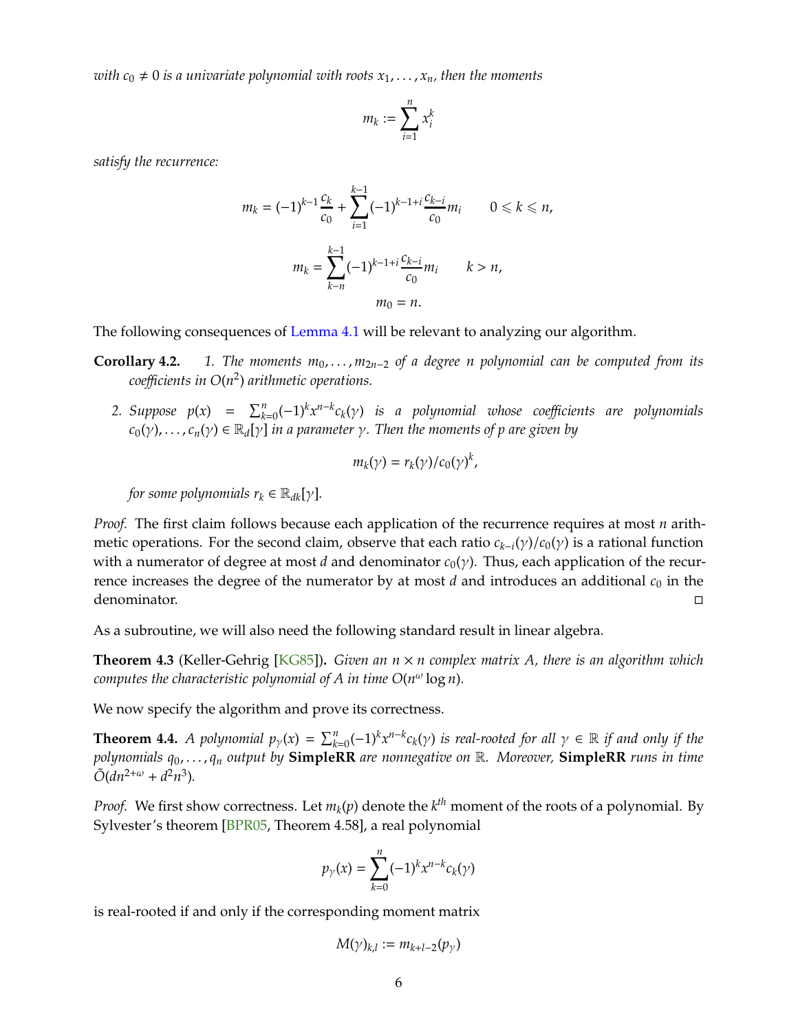*with $c_0 \neq 0$ is a univariate polynomial with roots $x_1, \ldots, x_n$, then the moments*

$$m_k := \sum_{i=1}^{n} x_i^k$$

*satisfy the recurrence:*

$$m_k = (-1)^{k-1}\frac{c_k}{c_0} + \sum_{i=1}^{k-1}(-1)^{k-1+i}\frac{c_{k-i}}{c_0}m_i \qquad 0 \leqslant k \leqslant n,$$

$$m_k = \sum_{k-n}^{k-1}(-1)^{k-1+i}\frac{c_{k-i}}{c_0}m_i \qquad k > n,$$

$$m_0 = n.$$

The following consequences of Lemma 4.1 will be relevant to analyzing our algorithm.

**Corollary 4.2.** *1. The moments $m_0, \ldots, m_{2n-2}$ of a degree $n$ polynomial can be computed from its coefficients in $O(n^2)$ arithmetic operations.*

*2. Suppose $p(x) = \sum_{k=0}^{n}(-1)^k x^{n-k} c_k(\gamma)$ is a polynomial whose coefficients are polynomials $c_0(\gamma), \ldots, c_n(\gamma) \in \mathbb{R}_d[\gamma]$ in a parameter $\gamma$. Then the moments of $p$ are given by*

$$m_k(\gamma) = r_k(\gamma)/c_0(\gamma)^k,$$

*for some polynomials $r_k \in \mathbb{R}_{dk}[\gamma]$.*

*Proof.* The first claim follows because each application of the recurrence requires at most $n$ arithmetic operations. For the second claim, observe that each ratio $c_{k-i}(\gamma)/c_0(\gamma)$ is a rational function with a numerator of degree at most $d$ and denominator $c_0(\gamma)$. Thus, each application of the recurrence increases the degree of the numerator by at most $d$ and introduces an additional $c_0$ in the denominator. ◻

As a subroutine, we will also need the following standard result in linear algebra.

**Theorem 4.3** (Keller-Gehrig [KG85])**.** *Given an $n \times n$ complex matrix $A$, there is an algorithm which computes the characteristic polynomial of $A$ in time $O(n^\omega \log n)$.*

We now specify the algorithm and prove its correctness.

**Theorem 4.4.** *A polynomial $p_\gamma(x) = \sum_{k=0}^{n}(-1)^k x^{n-k} c_k(\gamma)$ is real-rooted for all $\gamma \in \mathbb{R}$ if and only if the polynomials $q_0, \ldots, q_n$ output by* **SimpleRR** *are nonnegative on $\mathbb{R}$. Moreover,* **SimpleRR** *runs in time $\tilde{O}(dn^{2+\omega} + d^2n^3)$.*

*Proof.* We first show correctness. Let $m_k(p)$ denote the $k^{th}$ moment of the roots of a polynomial. By Sylvester's theorem [BPR05, Theorem 4.58], a real polynomial

$$p_\gamma(x) = \sum_{k=0}^{n}(-1)^k x^{n-k} c_k(\gamma)$$

is real-rooted if and only if the corresponding moment matrix

$$M(\gamma)_{k,l} := m_{k+l-2}(p_\gamma)$$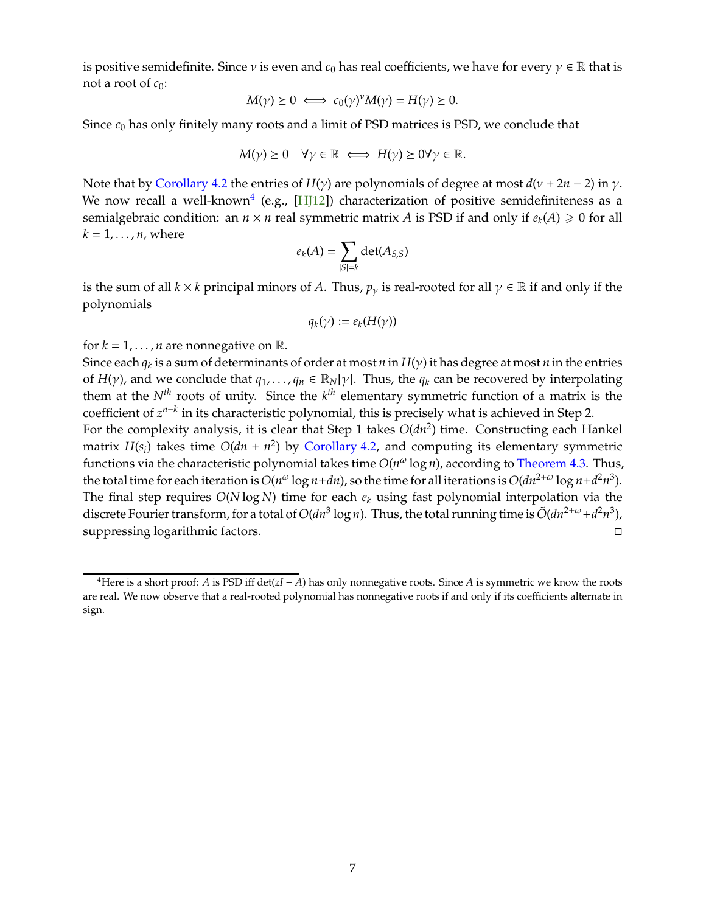is positive semidefinite. Since $\nu$ is even and $c_0$ has real coefficients, we have for every $\gamma \in \mathbb{R}$ that is not a root of $c_0$:

$$M(\gamma) \succeq 0 \iff c_0(\gamma)^\nu M(\gamma) = H(\gamma) \succeq 0.$$

Since $c_0$ has only finitely many roots and a limit of PSD matrices is PSD, we conclude that

$$M(\gamma) \succeq 0 \quad \forall \gamma \in \mathbb{R} \iff H(\gamma) \succeq 0 \forall \gamma \in \mathbb{R}.$$

Note that by Corollary 4.2 the entries of $H(\gamma)$ are polynomials of degree at most $d(\nu + 2n - 2)$ in $\gamma$. We now recall a well-known[4] (e.g., [HJ12]) characterization of positive semidefiniteness as a semialgebraic condition: an $n \times n$ real symmetric matrix $A$ is PSD if and only if $e_k(A) \geqslant 0$ for all $k = 1, \ldots, n$, where

$$e_k(A) = \sum_{|S|=k} \det(A_{S,S})$$

is the sum of all $k \times k$ principal minors of $A$. Thus, $p_\gamma$ is real-rooted for all $\gamma \in \mathbb{R}$ if and only if the polynomials

$$q_k(\gamma) := e_k(H(\gamma))$$

for $k = 1, \ldots, n$ are nonnegative on $\mathbb{R}$.

Since each $q_k$ is a sum of determinants of order at most $n$ in $H(\gamma)$ it has degree at most $n$ in the entries of $H(\gamma)$, and we conclude that $q_1, \ldots, q_n \in \mathbb{R}_N[\gamma]$. Thus, the $q_k$ can be recovered by interpolating them at the $N^{th}$ roots of unity. Since the $k^{th}$ elementary symmetric function of a matrix is the coefficient of $z^{n-k}$ in its characteristic polynomial, this is precisely what is achieved in Step 2.

For the complexity analysis, it is clear that Step 1 takes $O(dn^2)$ time. Constructing each Hankel matrix $H(s_i)$ takes time $O(dn + n^2)$ by Corollary 4.2, and computing its elementary symmetric functions via the characteristic polynomial takes time $O(n^\omega \log n)$, according to Theorem 4.3. Thus, the total time for each iteration is $O(n^\omega \log n + dn)$, so the time for all iterations is $O(dn^{2+\omega} \log n + d^2 n^3)$. The final step requires $O(N \log N)$ time for each $e_k$ using fast polynomial interpolation via the discrete Fourier transform, for a total of $O(dn^3 \log n)$. Thus, the total running time is $\tilde{O}(dn^{2+\omega} + d^2 n^3)$, suppressing logarithmic factors. □

[4] Here is a short proof: $A$ is PSD iff $\det(zI - A)$ has only nonnegative roots. Since $A$ is symmetric we know the roots are real. We now observe that a real-rooted polynomial has nonnegative roots if and only if its coefficients alternate in sign.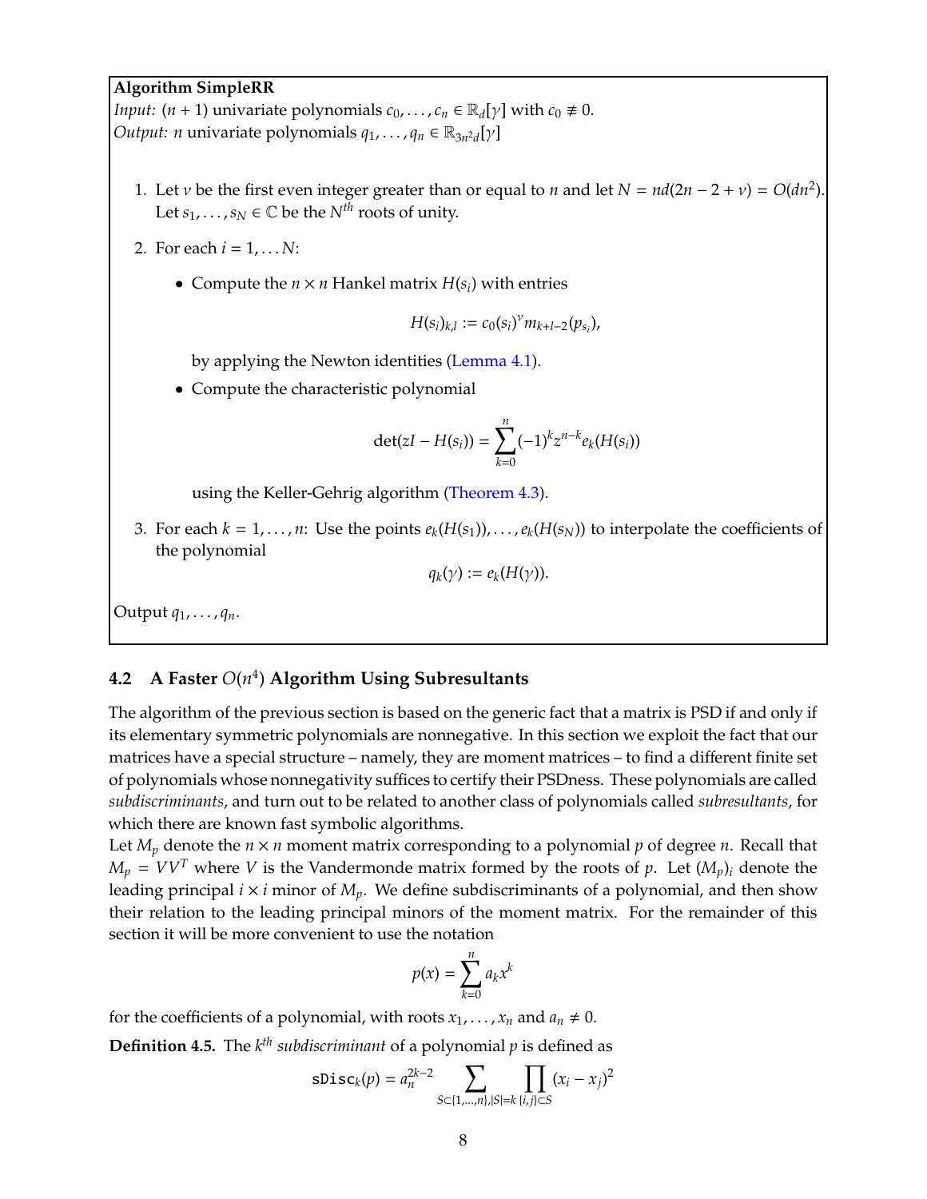**Algorithm SimpleRR**

*Input:* $(n+1)$ univariate polynomials $c_0, \ldots, c_n \in \mathbb{R}_d[\gamma]$ with $c_0 \not\equiv 0$.
*Output:* $n$ univariate polynomials $q_1, \ldots, q_n \in \mathbb{R}_{3n^2d}[\gamma]$

1. Let $\nu$ be the first even integer greater than or equal to $n$ and let $N = nd(2n - 2 + \nu) = O(dn^2)$. Let $s_1, \ldots, s_N \in \mathbb{C}$ be the $N^{th}$ roots of unity.

2. For each $i = 1, \ldots N$:

   - Compute the $n \times n$ Hankel matrix $H(s_i)$ with entries

   $$H(s_i)_{k,l} := c_0(s_i)^\nu m_{k+l-2}(p_{s_i}),$$

   by applying the Newton identities (Lemma 4.1).

   - Compute the characteristic polynomial

   $$\det(zI - H(s_i)) = \sum_{k=0}^{n} (-1)^k z^{n-k} e_k(H(s_i))$$

   using the Keller-Gehrig algorithm (Theorem 4.3).

3. For each $k = 1, \ldots, n$: Use the points $e_k(H(s_1)), \ldots, e_k(H(s_N))$ to interpolate the coefficients of the polynomial

   $$q_k(\gamma) := e_k(H(\gamma)).$$

Output $q_1, \ldots, q_n$.

## 4.2 A Faster $O(n^4)$ Algorithm Using Subresultants

The algorithm of the previous section is based on the generic fact that a matrix is PSD if and only if its elementary symmetric polynomials are nonnegative. In this section we exploit the fact that our matrices have a special structure – namely, they are moment matrices – to find a different finite set of polynomials whose nonnegativity suffices to certify their PSDness. These polynomials are called *subdiscriminants*, and turn out to be related to another class of polynomials called *subresultants*, for which there are known fast symbolic algorithms.

Let $M_p$ denote the $n \times n$ moment matrix corresponding to a polynomial $p$ of degree $n$. Recall that $M_p = VV^T$ where $V$ is the Vandermonde matrix formed by the roots of $p$. Let $(M_p)_i$ denote the leading principal $i \times i$ minor of $M_p$. We define subdiscriminants of a polynomial, and then show their relation to the leading principal minors of the moment matrix. For the remainder of this section it will be more convenient to use the notation

$$p(x) = \sum_{k=0}^{n} a_k x^k$$

for the coefficients of a polynomial, with roots $x_1, \ldots, x_n$ and $a_n \neq 0$.

**Definition 4.5.** The $k^{th}$ *subdiscriminant* of a polynomial $p$ is defined as

$$\mathtt{sDisc}_k(p) = a_n^{2k-2} \sum_{S \subset \{1,\ldots,n\}, |S|=k} \prod_{\{i,j\} \subset S} (x_i - x_j)^2$$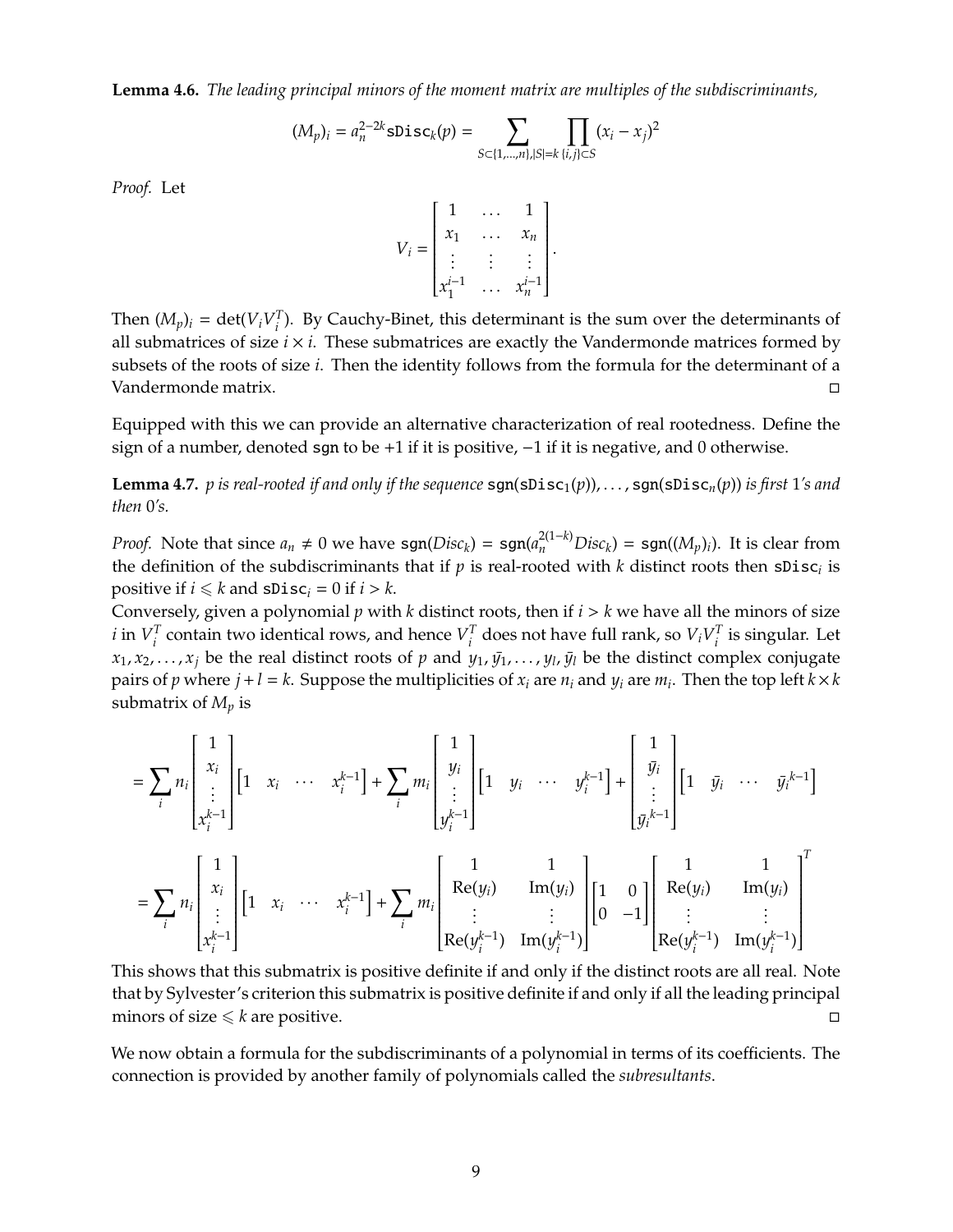**Lemma 4.6.** *The leading principal minors of the moment matrix are multiples of the subdiscriminants,*

$$(M_p)_i = a_n^{2-2k}\texttt{sDisc}_k(p) = \sum_{S\subset\{1,\ldots,n\},|S|=k} \prod_{\{i,j\}\subset S} (x_i - x_j)^2$$

*Proof.* Let

$$V_i = \begin{bmatrix} 1 & \ldots & 1 \\ x_1 & \ldots & x_n \\ \vdots & \vdots & \vdots \\ x_1^{i-1} & \ldots & x_n^{i-1} \end{bmatrix}.$$

Then $(M_p)_i = \det(V_i V_i^T)$. By Cauchy-Binet, this determinant is the sum over the determinants of all submatrices of size $i \times i$. These submatrices are exactly the Vandermonde matrices formed by subsets of the roots of size $i$. Then the identity follows from the formula for the determinant of a Vandermonde matrix. □

Equipped with this we can provide an alternative characterization of real rootedness. Define the sign of a number, denoted sgn to be $+1$ if it is positive, $-1$ if it is negative, and 0 otherwise.

**Lemma 4.7.** *p is real-rooted if and only if the sequence* $\texttt{sgn}(\texttt{sDisc}_1(p)), \ldots, \texttt{sgn}(\texttt{sDisc}_n(p))$ *is first 1's and then 0's.*

*Proof.* Note that since $a_n \neq 0$ we have $\texttt{sgn}(Disc_k) = \texttt{sgn}(a_n^{2(1-k)} Disc_k) = \texttt{sgn}((M_p)_i)$. It is clear from the definition of the subdiscriminants that if $p$ is real-rooted with $k$ distinct roots then $\texttt{sDisc}_i$ is positive if $i \leqslant k$ and $\texttt{sDisc}_i = 0$ if $i > k$.

Conversely, given a polynomial $p$ with $k$ distinct roots, then if $i > k$ we have all the minors of size $i$ in $V_i^T$ contain two identical rows, and hence $V_i^T$ does not have full rank, so $V_i V_i^T$ is singular. Let $x_1, x_2, \ldots, x_j$ be the real distinct roots of $p$ and $y_1, \bar{y}_1, \ldots, y_l, \bar{y}_l$ be the distinct complex conjugate pairs of $p$ where $j + l = k$. Suppose the multiplicities of $x_i$ are $n_i$ and $y_i$ are $m_i$. Then the top left $k \times k$ submatrix of $M_p$ is

$$= \sum_i n_i \begin{bmatrix} 1 \\ x_i \\ \vdots \\ x_i^{k-1} \end{bmatrix} \begin{bmatrix} 1 & x_i & \cdots & x_i^{k-1} \end{bmatrix} + \sum_i m_i \begin{bmatrix} 1 \\ y_i \\ \vdots \\ y_i^{k-1} \end{bmatrix} \begin{bmatrix} 1 & y_i & \cdots & y_i^{k-1} \end{bmatrix} + \begin{bmatrix} 1 \\ \bar{y}_i \\ \vdots \\ \bar{y}_i^{k-1} \end{bmatrix} \begin{bmatrix} 1 & \bar{y}_i & \cdots & \bar{y}_i^{k-1} \end{bmatrix}$$

$$= \sum_i n_i \begin{bmatrix} 1 \\ x_i \\ \vdots \\ x_i^{k-1} \end{bmatrix} \begin{bmatrix} 1 & x_i & \cdots & x_i^{k-1} \end{bmatrix} + \sum_i m_i \begin{bmatrix} 1 & 1 \\ \mathrm{Re}(y_i) & \mathrm{Im}(y_i) \\ \vdots & \vdots \\ \mathrm{Re}(y_i^{k-1}) & \mathrm{Im}(y_i^{k-1}) \end{bmatrix} \begin{bmatrix} 1 & 0 \\ 0 & -1 \end{bmatrix} \begin{bmatrix} 1 & 1 \\ \mathrm{Re}(y_i) & \mathrm{Im}(y_i) \\ \vdots & \vdots \\ \mathrm{Re}(y_i^{k-1}) & \mathrm{Im}(y_i^{k-1}) \end{bmatrix}^T$$

This shows that this submatrix is positive definite if and only if the distinct roots are all real. Note that by Sylvester's criterion this submatrix is positive definite if and only if all the leading principal minors of size $\leqslant k$ are positive. □

We now obtain a formula for the subdiscriminants of a polynomial in terms of its coefficients. The connection is provided by another family of polynomials called the *subresultants*.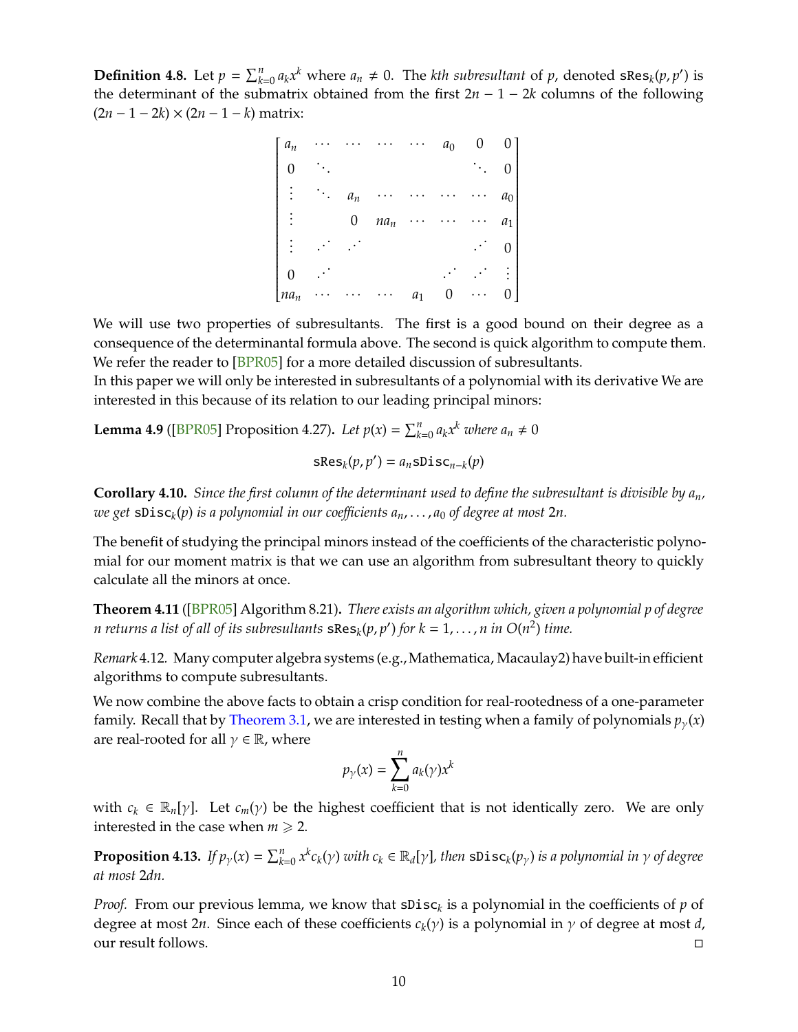**Definition 4.8.** Let $p = \sum_{k=0}^{n} a_k x^k$ where $a_n \neq 0$. The *kth subresultant* of $p$, denoted $\mathtt{sRes}_k(p, p')$ is the determinant of the submatrix obtained from the first $2n-1-2k$ columns of the following $(2n-1-2k) \times (2n-1-k)$ matrix:

$$\begin{bmatrix} a_n & \cdots & \cdots & \cdots & \cdots & a_0 & 0 & 0 \\ 0 & \ddots & & & & & \ddots & 0 \\ \vdots & \ddots & a_n & \cdots & \cdots & \cdots & \cdots & a_0 \\ \vdots & & 0 & na_n & \cdots & \cdots & \cdots & a_1 \\ \vdots & \cdot^{\cdot^{\cdot}} & \cdot^{\cdot^{\cdot}} & & & & \cdot^{\cdot^{\cdot}} & 0 \\ 0 & \cdot^{\cdot^{\cdot}} & & & & \cdot^{\cdot^{\cdot}} & \cdot^{\cdot^{\cdot}} & \vdots \\ na_n & \cdots & \cdots & \cdots & a_1 & 0 & \cdots & 0 \end{bmatrix}$$

We will use two properties of subresultants. The first is a good bound on their degree as a consequence of the determinantal formula above. The second is quick algorithm to compute them. We refer the reader to [BPR05] for a more detailed discussion of subresultants.

In this paper we will only be interested in subresultants of a polynomial with its derivative We are interested in this because of its relation to our leading principal minors:

**Lemma 4.9** ([BPR05] Proposition 4.27)**.** *Let $p(x) = \sum_{k=0}^{n} a_k x^k$ where $a_n \neq 0$*

$$\mathtt{sRes}_k(p, p') = a_n \mathtt{sDisc}_{n-k}(p)$$

**Corollary 4.10.** *Since the first column of the determinant used to define the subresultant is divisible by $a_n$, we get $\mathtt{sDisc}_k(p)$ is a polynomial in our coefficients $a_n, \ldots, a_0$ of degree at most $2n$.*

The benefit of studying the principal minors instead of the coefficients of the characteristic polynomial for our moment matrix is that we can use an algorithm from subresultant theory to quickly calculate all the minors at once.

**Theorem 4.11** ([BPR05] Algorithm 8.21)**.** *There exists an algorithm which, given a polynomial $p$ of degree $n$ returns a list of all of its subresultants $\mathtt{sRes}_k(p, p')$ for $k = 1, \ldots, n$ in $O(n^2)$ time.*

*Remark* 4.12. Many computer algebra systems (e.g., Mathematica, Macaulay2) have built-in efficient algorithms to compute subresultants.

We now combine the above facts to obtain a crisp condition for real-rootedness of a one-parameter family. Recall that by Theorem 3.1, we are interested in testing when a family of polynomials $p_\gamma(x)$ are real-rooted for all $\gamma \in \mathbb{R}$, where

$$p_\gamma(x) = \sum_{k=0}^{n} a_k(\gamma) x^k$$

with $c_k \in \mathbb{R}_n[\gamma]$. Let $c_m(\gamma)$ be the highest coefficient that is not identically zero. We are only interested in the case when $m \geqslant 2$.

**Proposition 4.13.** *If $p_\gamma(x) = \sum_{k=0}^{n} x^k c_k(\gamma)$ with $c_k \in \mathbb{R}_d[\gamma]$, then $\mathtt{sDisc}_k(p_\gamma)$ is a polynomial in $\gamma$ of degree at most $2dn$.*

*Proof.* From our previous lemma, we know that $\mathtt{sDisc}_k$ is a polynomial in the coefficients of $p$ of degree at most $2n$. Since each of these coefficients $c_k(\gamma)$ is a polynomial in $\gamma$ of degree at most $d$, our result follows. □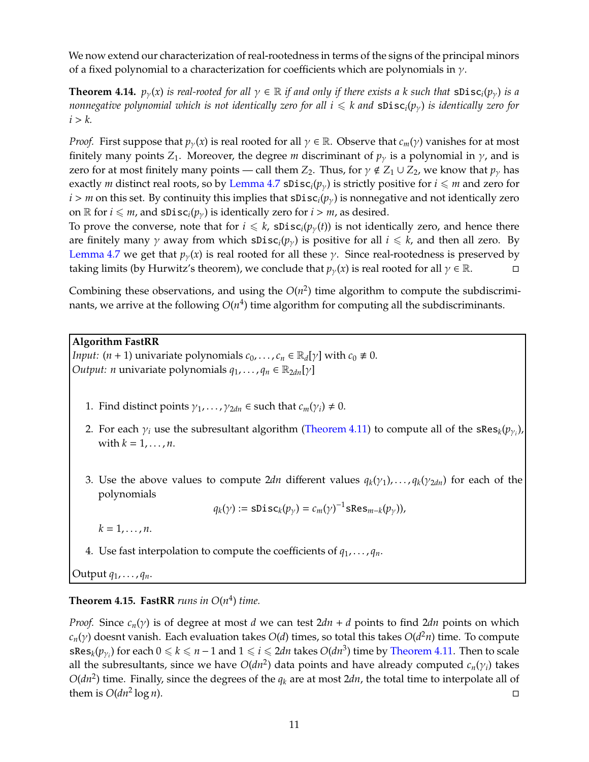We now extend our characterization of real-rootedness in terms of the signs of the principal minors of a fixed polynomial to a characterization for coefficients which are polynomials in $\gamma$.

**Theorem 4.14.** *$p_\gamma(x)$ is real-rooted for all $\gamma \in \mathbb{R}$ if and only if there exists a $k$ such that $\mathtt{sDisc}_i(p_\gamma)$ is a nonnegative polynomial which is not identically zero for all $i \leqslant k$ and $\mathtt{sDisc}_i(p_\gamma)$ is identically zero for $i > k$.*

*Proof.* First suppose that $p_\gamma(x)$ is real rooted for all $\gamma \in \mathbb{R}$. Observe that $c_m(\gamma)$ vanishes for at most finitely many points $Z_1$. Moreover, the degree $m$ discriminant of $p_\gamma$ is a polynomial in $\gamma$, and is zero for at most finitely many points — call them $Z_2$. Thus, for $\gamma \notin Z_1 \cup Z_2$, we know that $p_\gamma$ has exactly $m$ distinct real roots, so by Lemma 4.7 $\mathtt{sDisc}_i(p_\gamma)$ is strictly positive for $i \leqslant m$ and zero for $i > m$ on this set. By continuity this implies that $\mathtt{sDisc}_i(p_\gamma)$ is nonnegative and not identically zero on $\mathbb{R}$ for $i \leqslant m$, and $\mathtt{sDisc}_i(p_\gamma)$ is identically zero for $i > m$, as desired.
To prove the converse, note that for $i \leqslant k$, $\mathtt{sDisc}_i(p_\gamma(t))$ is not identically zero, and hence there are finitely many $\gamma$ away from which $\mathtt{sDisc}_i(p_\gamma)$ is positive for all $i \leqslant k$, and then all zero. By Lemma 4.7 we get that $p_\gamma(x)$ is real rooted for all these $\gamma$. Since real-rootedness is preserved by taking limits (by Hurwitz's theorem), we conclude that $p_\gamma(x)$ is real rooted for all $\gamma \in \mathbb{R}$. □

Combining these observations, and using the $O(n^2)$ time algorithm to compute the subdiscriminants, we arrive at the following $O(n^4)$ time algorithm for computing all the subdiscriminants.

---

**Algorithm FastRR**

*Input:* $(n+1)$ univariate polynomials $c_0, \dots, c_n \in \mathbb{R}_d[\gamma]$ with $c_0 \not\equiv 0$.

*Output:* $n$ univariate polynomials $q_1, \dots, q_n \in \mathbb{R}_{2dn}[\gamma]$

1. Find distinct points $\gamma_1, \dots, \gamma_{2dn} \in$ such that $c_m(\gamma_i) \neq 0$.
2. For each $\gamma_i$ use the subresultant algorithm (Theorem 4.11) to compute all of the $\mathtt{sRes}_k(p_{\gamma_i})$, with $k = 1, \dots, n$.
3. Use the above values to compute $2dn$ different values $q_k(\gamma_1), \dots, q_k(\gamma_{2dn})$ for each of the polynomials
$$q_k(\gamma) := \mathtt{sDisc}_k(p_\gamma) = c_m(\gamma)^{-1}\mathtt{sRes}_{m-k}(p_\gamma)),$$
$k = 1, \dots, n$.
4. Use fast interpolation to compute the coefficients of $q_1, \dots, q_n$.

Output $q_1, \dots, q_n$.

---

**Theorem 4.15. FastRR** *runs in $O(n^4)$ time.*

*Proof.* Since $c_n(\gamma)$ is of degree at most $d$ we can test $2dn + d$ points to find $2dn$ points on which $c_n(\gamma)$ doesnt vanish. Each evaluation takes $O(d)$ times, so total this takes $O(d^2 n)$ time. To compute $\mathtt{sRes}_k(p_{\gamma_i})$ for each $0 \leqslant k \leqslant n-1$ and $1 \leqslant i \leqslant 2dn$ takes $O(dn^3)$ time by Theorem 4.11. Then to scale all the subresultants, since we have $O(dn^2)$ data points and have already computed $c_n(\gamma_i)$ takes $O(dn^2)$ time. Finally, since the degrees of the $q_k$ are at most $2dn$, the total time to interpolate all of them is $O(dn^2 \log n)$. □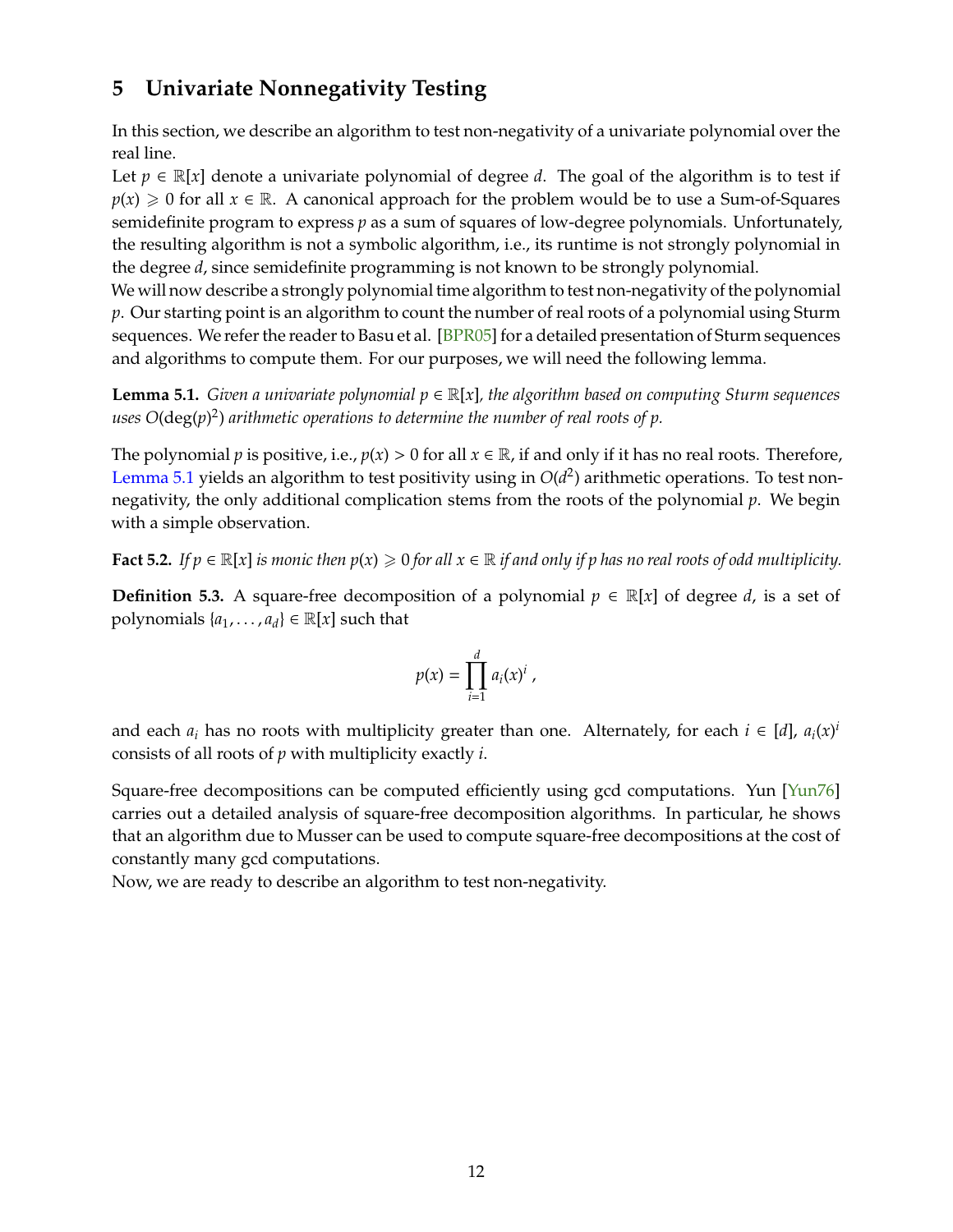## 5 Univariate Nonnegativity Testing

In this section, we describe an algorithm to test non-negativity of a univariate polynomial over the real line.

Let $p \in \mathbb{R}[x]$ denote a univariate polynomial of degree $d$. The goal of the algorithm is to test if $p(x) \geqslant 0$ for all $x \in \mathbb{R}$. A canonical approach for the problem would be to use a Sum-of-Squares semidefinite program to express $p$ as a sum of squares of low-degree polynomials. Unfortunately, the resulting algorithm is not a symbolic algorithm, i.e., its runtime is not strongly polynomial in the degree $d$, since semidefinite programming is not known to be strongly polynomial.

We will now describe a strongly polynomial time algorithm to test non-negativity of the polynomial $p$. Our starting point is an algorithm to count the number of real roots of a polynomial using Sturm sequences. We refer the reader to Basu et al. [BPR05] for a detailed presentation of Sturm sequences and algorithms to compute them. For our purposes, we will need the following lemma.

**Lemma 5.1.** *Given a univariate polynomial $p \in \mathbb{R}[x]$, the algorithm based on computing Sturm sequences uses $O(\deg(p)^2)$ arithmetic operations to determine the number of real roots of $p$.*

The polynomial $p$ is positive, i.e., $p(x) > 0$ for all $x \in \mathbb{R}$, if and only if it has no real roots. Therefore, Lemma 5.1 yields an algorithm to test positivity using in $O(d^2)$ arithmetic operations. To test non-negativity, the only additional complication stems from the roots of the polynomial $p$. We begin with a simple observation.

**Fact 5.2.** *If $p \in \mathbb{R}[x]$ is monic then $p(x) \geqslant 0$ for all $x \in \mathbb{R}$ if and only if $p$ has no real roots of odd multiplicity.*

**Definition 5.3.** A square-free decomposition of a polynomial $p \in \mathbb{R}[x]$ of degree $d$, is a set of polynomials $\{a_1, \ldots, a_d\} \in \mathbb{R}[x]$ such that

$$p(x) = \prod_{i=1}^{d} a_i(x)^i ,$$

and each $a_i$ has no roots with multiplicity greater than one. Alternately, for each $i \in [d]$, $a_i(x)^i$ consists of all roots of $p$ with multiplicity exactly $i$.

Square-free decompositions can be computed efficiently using gcd computations. Yun [Yun76] carries out a detailed analysis of square-free decomposition algorithms. In particular, he shows that an algorithm due to Musser can be used to compute square-free decompositions at the cost of constantly many gcd computations.

Now, we are ready to describe an algorithm to test non-negativity.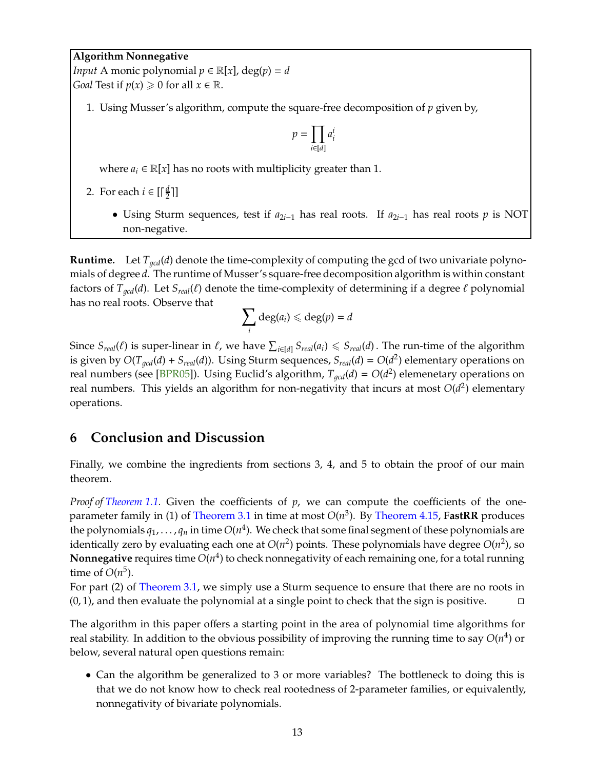**Algorithm Nonnegative**
*Input* A monic polynomial $p \in \mathbb{R}[x]$, $\deg(p) = d$
*Goal* Test if $p(x) \geqslant 0$ for all $x \in \mathbb{R}$.

1. Using Musser's algorithm, compute the square-free decomposition of $p$ given by,

$$p = \prod_{i \in [d]} a_i^i$$

   where $a_i \in \mathbb{R}[x]$ has no roots with multiplicity greater than 1.

2. For each $i \in [\lceil \frac{d}{2} \rceil]$
   - Using Sturm sequences, test if $a_{2i-1}$ has real roots. If $a_{2i-1}$ has real roots $p$ is NOT non-negative.

**Runtime.** Let $T_{gcd}(d)$ denote the time-complexity of computing the gcd of two univariate polynomials of degree $d$. The runtime of Musser's square-free decomposition algorithm is within constant factors of $T_{gcd}(d)$. Let $S_{real}(\ell)$ denote the time-complexity of determining if a degree $\ell$ polynomial has no real roots. Observe that

$$\sum_i \deg(a_i) \leqslant \deg(p) = d$$

Since $S_{real}(\ell)$ is super-linear in $\ell$, we have $\sum_{i \in [d]} S_{real}(a_i) \leqslant S_{real}(d)$. The run-time of the algorithm is given by $O(T_{gcd}(d) + S_{real}(d))$. Using Sturm sequences, $S_{real}(d) = O(d^2)$ elementary operations on real numbers (see [BPR05]). Using Euclid's algorithm, $T_{gcd}(d) = O(d^2)$ elemenetary operations on real numbers. This yields an algorithm for non-negativity that incurs at most $O(d^2)$ elementary operations.

## 6 Conclusion and Discussion

Finally, we combine the ingredients from sections 3, 4, and 5 to obtain the proof of our main theorem.

*Proof of Theorem 1.1.* Given the coefficients of $p$, we can compute the coefficients of the one-parameter family in (1) of Theorem 3.1 in time at most $O(n^3)$. By Theorem 4.15, **FastRR** produces the polynomials $q_1, \ldots, q_n$ in time $O(n^4)$. We check that some final segment of these polynomials are identically zero by evaluating each one at $O(n^2)$ points. These polynomials have degree $O(n^2)$, so **Nonnegative** requires time $O(n^4)$ to check nonnegativity of each remaining one, for a total running time of $O(n^5)$.
For part (2) of Theorem 3.1, we simply use a Sturm sequence to ensure that there are no roots in $(0, 1)$, and then evaluate the polynomial at a single point to check that the sign is positive. □

The algorithm in this paper offers a starting point in the area of polynomial time algorithms for real stability. In addition to the obvious possibility of improving the running time to say $O(n^4)$ or below, several natural open questions remain:

- Can the algorithm be generalized to 3 or more variables? The bottleneck to doing this is that we do not know how to check real rootedness of 2-parameter families, or equivalently, nonnegativity of bivariate polynomials.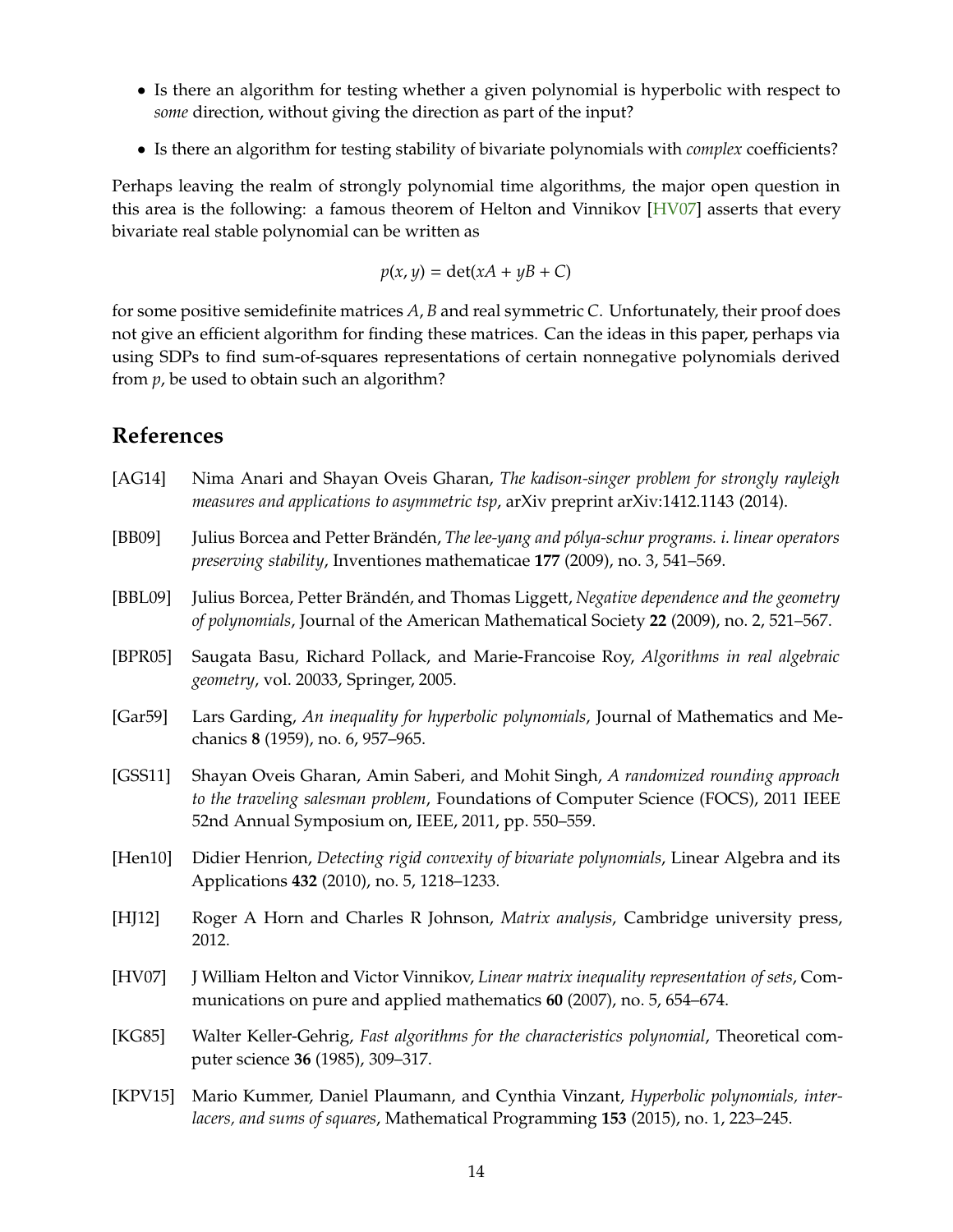- Is there an algorithm for testing whether a given polynomial is hyperbolic with respect to *some* direction, without giving the direction as part of the input?
- Is there an algorithm for testing stability of bivariate polynomials with *complex* coefficients?

Perhaps leaving the realm of strongly polynomial time algorithms, the major open question in this area is the following: a famous theorem of Helton and Vinnikov [HV07] asserts that every bivariate real stable polynomial can be written as

$$p(x, y) = \det(xA + yB + C)$$

for some positive semidefinite matrices $A, B$ and real symmetric $C$. Unfortunately, their proof does not give an efficient algorithm for finding these matrices. Can the ideas in this paper, perhaps via using SDPs to find sum-of-squares representations of certain nonnegative polynomials derived from $p$, be used to obtain such an algorithm?

## References

[AG14] Nima Anari and Shayan Oveis Gharan, *The kadison-singer problem for strongly rayleigh measures and applications to asymmetric tsp*, arXiv preprint arXiv:1412.1143 (2014).

[BB09] Julius Borcea and Petter Brändén, *The lee-yang and pólya-schur programs. i. linear operators preserving stability*, Inventiones mathematicae **177** (2009), no. 3, 541–569.

[BBL09] Julius Borcea, Petter Brändén, and Thomas Liggett, *Negative dependence and the geometry of polynomials*, Journal of the American Mathematical Society **22** (2009), no. 2, 521–567.

[BPR05] Saugata Basu, Richard Pollack, and Marie-Francoise Roy, *Algorithms in real algebraic geometry*, vol. 20033, Springer, 2005.

[Gar59] Lars Garding, *An inequality for hyperbolic polynomials*, Journal of Mathematics and Mechanics **8** (1959), no. 6, 957–965.

[GSS11] Shayan Oveis Gharan, Amin Saberi, and Mohit Singh, *A randomized rounding approach to the traveling salesman problem*, Foundations of Computer Science (FOCS), 2011 IEEE 52nd Annual Symposium on, IEEE, 2011, pp. 550–559.

[Hen10] Didier Henrion, *Detecting rigid convexity of bivariate polynomials*, Linear Algebra and its Applications **432** (2010), no. 5, 1218–1233.

[HJ12] Roger A Horn and Charles R Johnson, *Matrix analysis*, Cambridge university press, 2012.

[HV07] J William Helton and Victor Vinnikov, *Linear matrix inequality representation of sets*, Communications on pure and applied mathematics **60** (2007), no. 5, 654–674.

[KG85] Walter Keller-Gehrig, *Fast algorithms for the characteristics polynomial*, Theoretical computer science **36** (1985), 309–317.

[KPV15] Mario Kummer, Daniel Plaumann, and Cynthia Vinzant, *Hyperbolic polynomials, interlacers, and sums of squares*, Mathematical Programming **153** (2015), no. 1, 223–245.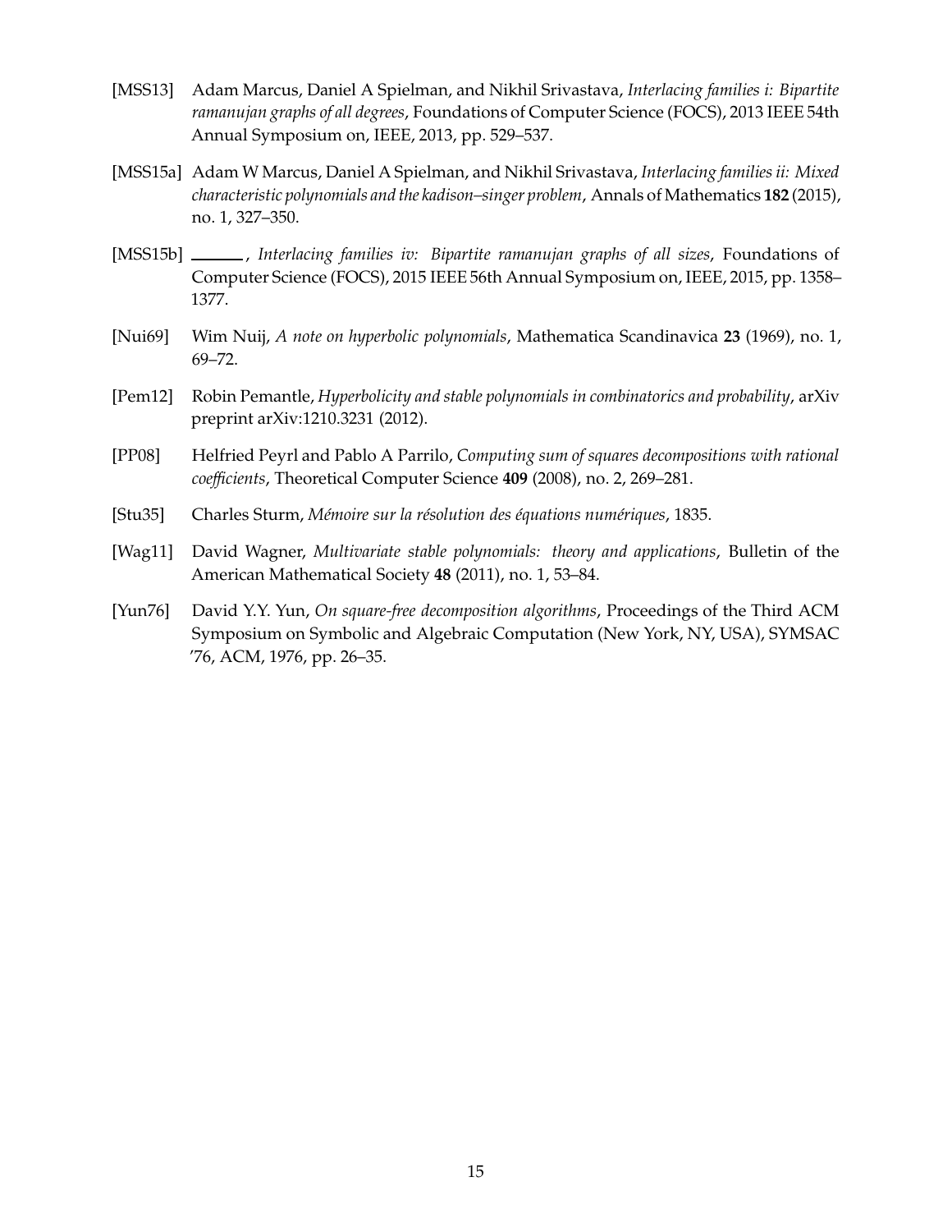[MSS13] Adam Marcus, Daniel A Spielman, and Nikhil Srivastava, *Interlacing families i: Bipartite ramanujan graphs of all degrees*, Foundations of Computer Science (FOCS), 2013 IEEE 54th Annual Symposium on, IEEE, 2013, pp. 529–537.

[MSS15a] Adam W Marcus, Daniel A Spielman, and Nikhil Srivastava, *Interlacing families ii: Mixed characteristic polynomials and the kadison–singer problem*, Annals of Mathematics **182** (2015), no. 1, 327–350.

[MSS15b] ______, *Interlacing families iv: Bipartite ramanujan graphs of all sizes*, Foundations of Computer Science (FOCS), 2015 IEEE 56th Annual Symposium on, IEEE, 2015, pp. 1358–1377.

[Nui69] Wim Nuij, *A note on hyperbolic polynomials*, Mathematica Scandinavica **23** (1969), no. 1, 69–72.

[Pem12] Robin Pemantle, *Hyperbolicity and stable polynomials in combinatorics and probability*, arXiv preprint arXiv:1210.3231 (2012).

[PP08] Helfried Peyrl and Pablo A Parrilo, *Computing sum of squares decompositions with rational coefficients*, Theoretical Computer Science **409** (2008), no. 2, 269–281.

[Stu35] Charles Sturm, *Mémoire sur la résolution des équations numériques*, 1835.

[Wag11] David Wagner, *Multivariate stable polynomials: theory and applications*, Bulletin of the American Mathematical Society **48** (2011), no. 1, 53–84.

[Yun76] David Y.Y. Yun, *On square-free decomposition algorithms*, Proceedings of the Third ACM Symposium on Symbolic and Algebraic Computation (New York, NY, USA), SYMSAC '76, ACM, 1976, pp. 26–35.